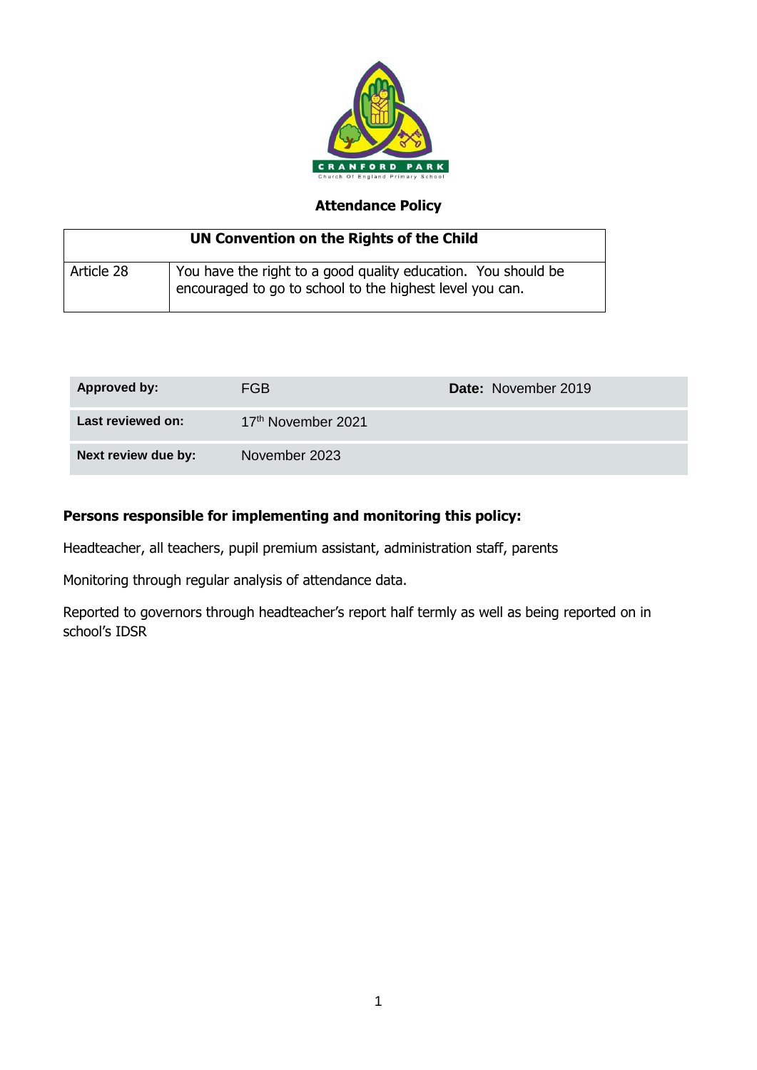# Attendance Policy

| UN Convention on the Rights of the Child | |
|---|---|
| Article 28 | You have the right to a good quality education. You should be encouraged to go to school to the highest level you can. |

| **Approved by:** | FGB | **Date:** November 2019 |
|---|---|---|
| **Last reviewed on:** | 17th November 2021 | |
| **Next review due by:** | November 2023 | |

**Persons responsible for implementing and monitoring this policy:**

Headteacher, all teachers, pupil premium assistant, administration staff, parents

Monitoring through regular analysis of attendance data.

Reported to governors through headteacher's report half termly as well as being reported on in school's IDSR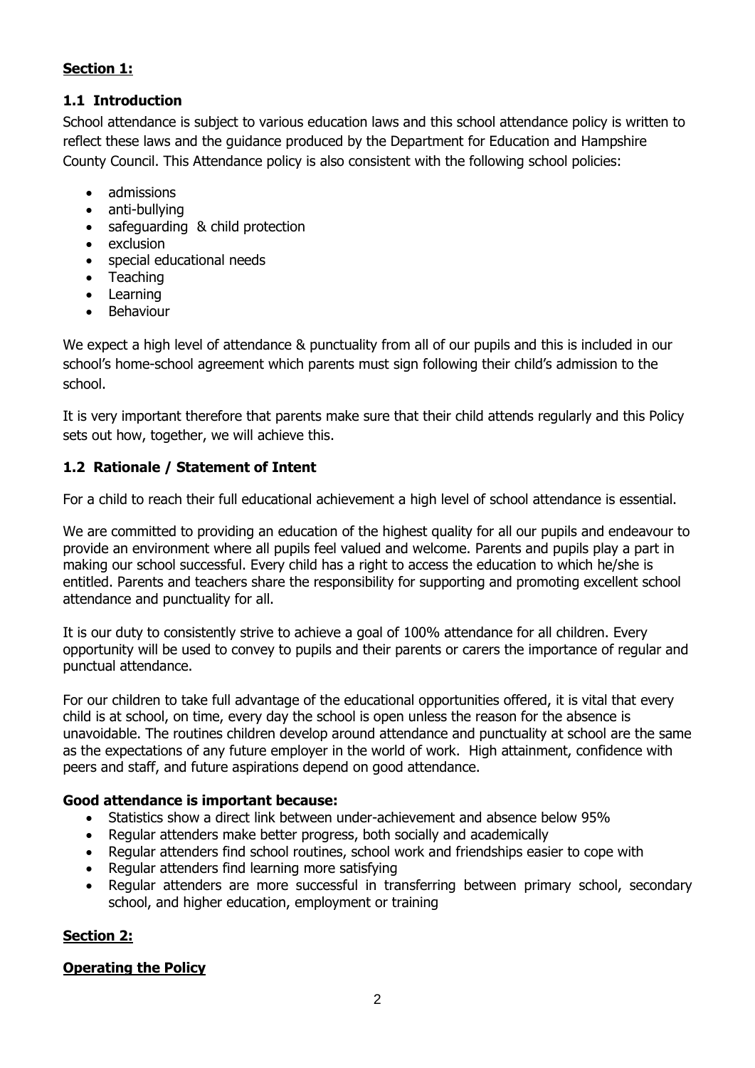## Section 1:

### 1.1 Introduction

School attendance is subject to various education laws and this school attendance policy is written to reflect these laws and the guidance produced by the Department for Education and Hampshire County Council. This Attendance policy is also consistent with the following school policies:

- admissions
- anti-bullying
- safeguarding & child protection
- exclusion
- special educational needs
- Teaching
- Learning
- Behaviour

We expect a high level of attendance & punctuality from all of our pupils and this is included in our school's home-school agreement which parents must sign following their child's admission to the school.

It is very important therefore that parents make sure that their child attends regularly and this Policy sets out how, together, we will achieve this.

### 1.2 Rationale / Statement of Intent

For a child to reach their full educational achievement a high level of school attendance is essential.

We are committed to providing an education of the highest quality for all our pupils and endeavour to provide an environment where all pupils feel valued and welcome. Parents and pupils play a part in making our school successful. Every child has a right to access the education to which he/she is entitled. Parents and teachers share the responsibility for supporting and promoting excellent school attendance and punctuality for all.

It is our duty to consistently strive to achieve a goal of 100% attendance for all children. Every opportunity will be used to convey to pupils and their parents or carers the importance of regular and punctual attendance.

For our children to take full advantage of the educational opportunities offered, it is vital that every child is at school, on time, every day the school is open unless the reason for the absence is unavoidable. The routines children develop around attendance and punctuality at school are the same as the expectations of any future employer in the world of work. High attainment, confidence with peers and staff, and future aspirations depend on good attendance.

**Good attendance is important because:**

- Statistics show a direct link between under-achievement and absence below 95%
- Regular attenders make better progress, both socially and academically
- Regular attenders find school routines, school work and friendships easier to cope with
- Regular attenders find learning more satisfying
- Regular attenders are more successful in transferring between primary school, secondary school, and higher education, employment or training

## Section 2:

### Operating the Policy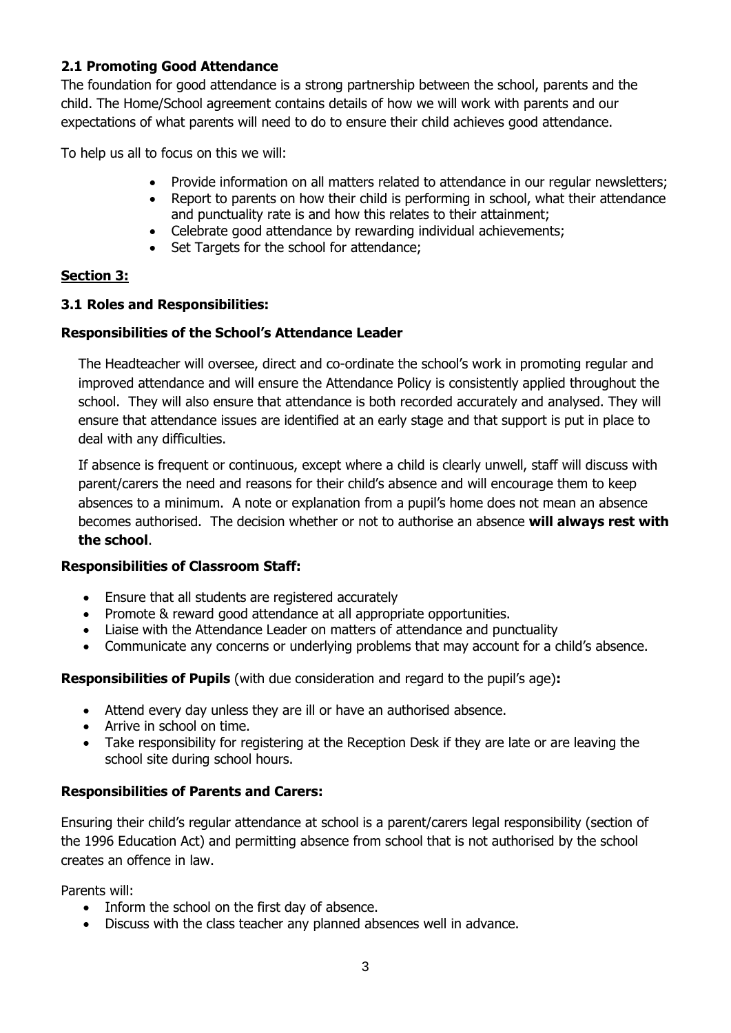### 2.1 Promoting Good Attendance

The foundation for good attendance is a strong partnership between the school, parents and the child. The Home/School agreement contains details of how we will work with parents and our expectations of what parents will need to do to ensure their child achieves good attendance.

To help us all to focus on this we will:

- Provide information on all matters related to attendance in our regular newsletters;
- Report to parents on how their child is performing in school, what their attendance and punctuality rate is and how this relates to their attainment;
- Celebrate good attendance by rewarding individual achievements;
- Set Targets for the school for attendance;

## Section 3:

### 3.1 Roles and Responsibilities:

**Responsibilities of the School's Attendance Leader**

The Headteacher will oversee, direct and co-ordinate the school's work in promoting regular and improved attendance and will ensure the Attendance Policy is consistently applied throughout the school. They will also ensure that attendance is both recorded accurately and analysed. They will ensure that attendance issues are identified at an early stage and that support is put in place to deal with any difficulties.

If absence is frequent or continuous, except where a child is clearly unwell, staff will discuss with parent/carers the need and reasons for their child's absence and will encourage them to keep absences to a minimum. A note or explanation from a pupil's home does not mean an absence becomes authorised. The decision whether or not to authorise an absence **will always rest with the school**.

**Responsibilities of Classroom Staff:**

- Ensure that all students are registered accurately
- Promote & reward good attendance at all appropriate opportunities.
- Liaise with the Attendance Leader on matters of attendance and punctuality
- Communicate any concerns or underlying problems that may account for a child's absence.

**Responsibilities of Pupils** (with due consideration and regard to the pupil's age)**:**

- Attend every day unless they are ill or have an authorised absence.
- Arrive in school on time.
- Take responsibility for registering at the Reception Desk if they are late or are leaving the school site during school hours.

**Responsibilities of Parents and Carers:**

Ensuring their child's regular attendance at school is a parent/carers legal responsibility (section of the 1996 Education Act) and permitting absence from school that is not authorised by the school creates an offence in law.

Parents will:

- Inform the school on the first day of absence.
- Discuss with the class teacher any planned absences well in advance.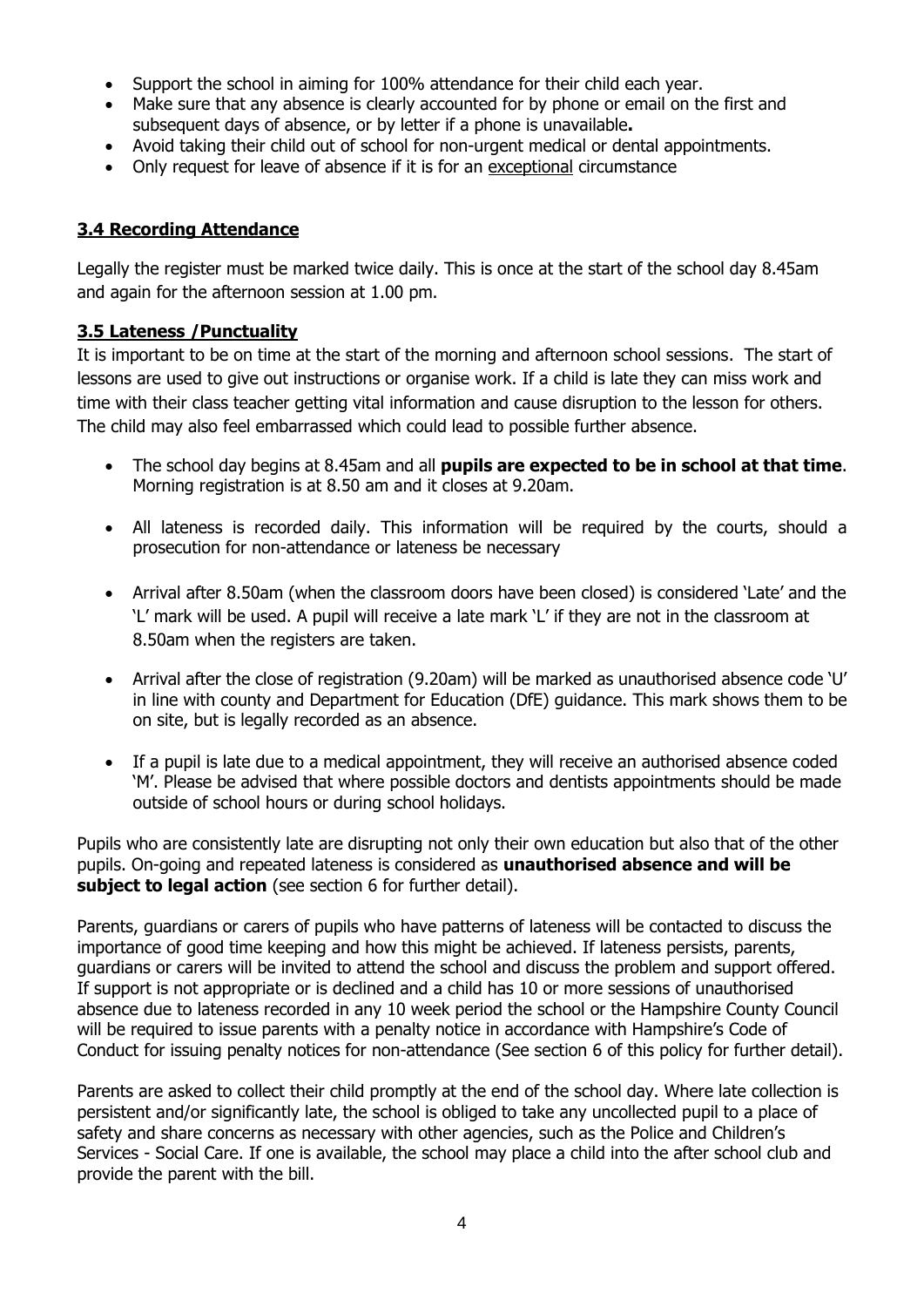- Support the school in aiming for 100% attendance for their child each year.
- Make sure that any absence is clearly accounted for by phone or email on the first and subsequent days of absence, or by letter if a phone is unavailable**.**
- Avoid taking their child out of school for non-urgent medical or dental appointments.
- Only request for leave of absence if it is for an exceptional circumstance

### 3.4 Recording Attendance

Legally the register must be marked twice daily. This is once at the start of the school day 8.45am and again for the afternoon session at 1.00 pm.

### 3.5 Lateness /Punctuality

It is important to be on time at the start of the morning and afternoon school sessions. The start of lessons are used to give out instructions or organise work. If a child is late they can miss work and time with their class teacher getting vital information and cause disruption to the lesson for others. The child may also feel embarrassed which could lead to possible further absence.

- The school day begins at 8.45am and all **pupils are expected to be in school at that time**. Morning registration is at 8.50 am and it closes at 9.20am.
- All lateness is recorded daily. This information will be required by the courts, should a prosecution for non-attendance or lateness be necessary
- Arrival after 8.50am (when the classroom doors have been closed) is considered 'Late' and the 'L' mark will be used. A pupil will receive a late mark 'L' if they are not in the classroom at 8.50am when the registers are taken.
- Arrival after the close of registration (9.20am) will be marked as unauthorised absence code 'U' in line with county and Department for Education (DfE) guidance. This mark shows them to be on site, but is legally recorded as an absence.
- If a pupil is late due to a medical appointment, they will receive an authorised absence coded 'M'. Please be advised that where possible doctors and dentists appointments should be made outside of school hours or during school holidays.

Pupils who are consistently late are disrupting not only their own education but also that of the other pupils. On-going and repeated lateness is considered as **unauthorised absence and will be subject to legal action** (see section 6 for further detail).

Parents, guardians or carers of pupils who have patterns of lateness will be contacted to discuss the importance of good time keeping and how this might be achieved. If lateness persists, parents, guardians or carers will be invited to attend the school and discuss the problem and support offered. If support is not appropriate or is declined and a child has 10 or more sessions of unauthorised absence due to lateness recorded in any 10 week period the school or the Hampshire County Council will be required to issue parents with a penalty notice in accordance with Hampshire's Code of Conduct for issuing penalty notices for non-attendance (See section 6 of this policy for further detail).

Parents are asked to collect their child promptly at the end of the school day. Where late collection is persistent and/or significantly late, the school is obliged to take any uncollected pupil to a place of safety and share concerns as necessary with other agencies, such as the Police and Children's Services - Social Care. If one is available, the school may place a child into the after school club and provide the parent with the bill.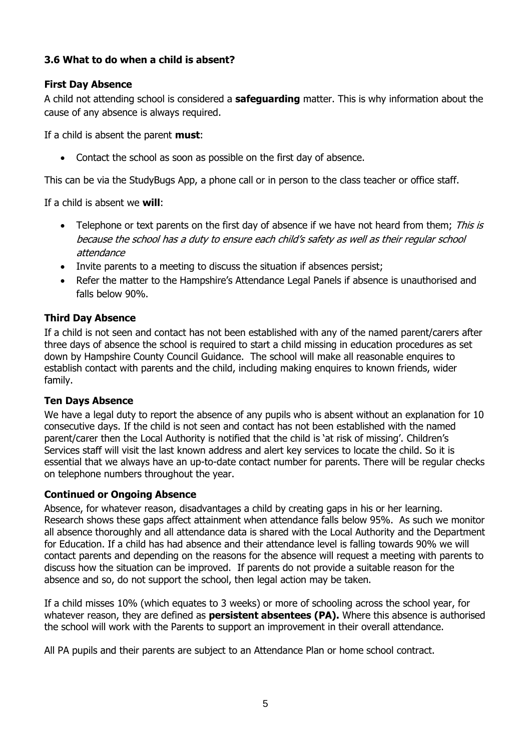### 3.6 What to do when a child is absent?

#### First Day Absence

A child not attending school is considered a **safeguarding** matter. This is why information about the cause of any absence is always required.

If a child is absent the parent **must**:

- Contact the school as soon as possible on the first day of absence.

This can be via the StudyBugs App, a phone call or in person to the class teacher or office staff.

If a child is absent we **will**:

- Telephone or text parents on the first day of absence if we have not heard from them; *This is because the school has a duty to ensure each child's safety as well as their regular school attendance*
- Invite parents to a meeting to discuss the situation if absences persist;
- Refer the matter to the Hampshire's Attendance Legal Panels if absence is unauthorised and falls below 90%.

#### Third Day Absence

If a child is not seen and contact has not been established with any of the named parent/carers after three days of absence the school is required to start a child missing in education procedures as set down by Hampshire County Council Guidance. The school will make all reasonable enquires to establish contact with parents and the child, including making enquires to known friends, wider family.

#### Ten Days Absence

We have a legal duty to report the absence of any pupils who is absent without an explanation for 10 consecutive days. If the child is not seen and contact has not been established with the named parent/carer then the Local Authority is notified that the child is 'at risk of missing'. Children's Services staff will visit the last known address and alert key services to locate the child. So it is essential that we always have an up-to-date contact number for parents. There will be regular checks on telephone numbers throughout the year.

#### Continued or Ongoing Absence

Absence, for whatever reason, disadvantages a child by creating gaps in his or her learning. Research shows these gaps affect attainment when attendance falls below 95%. As such we monitor all absence thoroughly and all attendance data is shared with the Local Authority and the Department for Education. If a child has had absence and their attendance level is falling towards 90% we will contact parents and depending on the reasons for the absence will request a meeting with parents to discuss how the situation can be improved. If parents do not provide a suitable reason for the absence and so, do not support the school, then legal action may be taken.

If a child misses 10% (which equates to 3 weeks) or more of schooling across the school year, for whatever reason, they are defined as **persistent absentees (PA).** Where this absence is authorised the school will work with the Parents to support an improvement in their overall attendance.

All PA pupils and their parents are subject to an Attendance Plan or home school contract.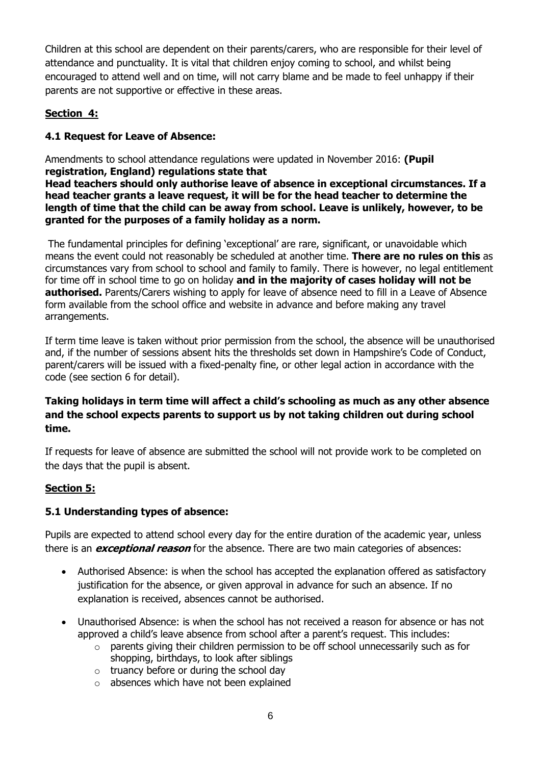Children at this school are dependent on their parents/carers, who are responsible for their level of attendance and punctuality. It is vital that children enjoy coming to school, and whilst being encouraged to attend well and on time, will not carry blame and be made to feel unhappy if their parents are not supportive or effective in these areas.

## Section 4:

### 4.1 Request for Leave of Absence:

Amendments to school attendance regulations were updated in November 2016: **(Pupil registration, England) regulations state that**
**Head teachers should only authorise leave of absence in exceptional circumstances. If a head teacher grants a leave request, it will be for the head teacher to determine the length of time that the child can be away from school. Leave is unlikely, however, to be granted for the purposes of a family holiday as a norm.**

The fundamental principles for defining 'exceptional' are rare, significant, or unavoidable which means the event could not reasonably be scheduled at another time. **There are no rules on this** as circumstances vary from school to school and family to family. There is however, no legal entitlement for time off in school time to go on holiday **and in the majority of cases holiday will not be authorised.** Parents/Carers wishing to apply for leave of absence need to fill in a Leave of Absence form available from the school office and website in advance and before making any travel arrangements.

If term time leave is taken without prior permission from the school, the absence will be unauthorised and, if the number of sessions absent hits the thresholds set down in Hampshire's Code of Conduct, parent/carers will be issued with a fixed-penalty fine, or other legal action in accordance with the code (see section 6 for detail).

**Taking holidays in term time will affect a child's schooling as much as any other absence and the school expects parents to support us by not taking children out during school time.**

If requests for leave of absence are submitted the school will not provide work to be completed on the days that the pupil is absent.

## Section 5:

### 5.1 Understanding types of absence:

Pupils are expected to attend school every day for the entire duration of the academic year, unless there is an ***exceptional reason*** for the absence. There are two main categories of absences:

- Authorised Absence: is when the school has accepted the explanation offered as satisfactory justification for the absence, or given approval in advance for such an absence. If no explanation is received, absences cannot be authorised.
- Unauthorised Absence: is when the school has not received a reason for absence or has not approved a child's leave absence from school after a parent's request. This includes:
  - parents giving their children permission to be off school unnecessarily such as for shopping, birthdays, to look after siblings
  - truancy before or during the school day
  - absences which have not been explained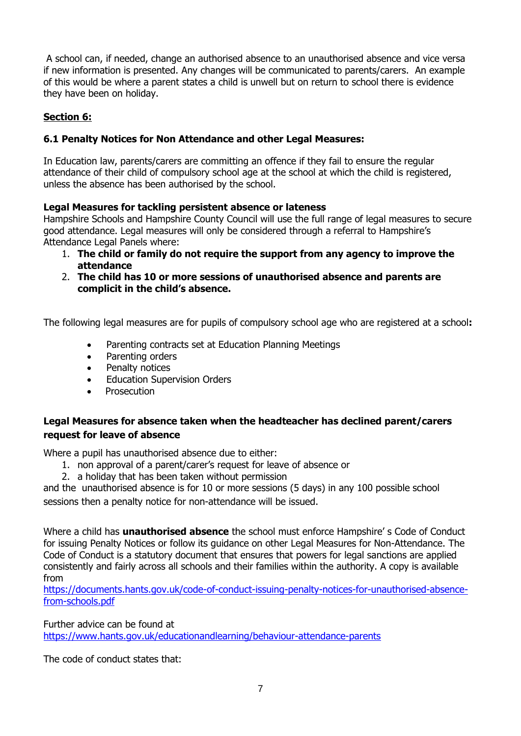A school can, if needed, change an authorised absence to an unauthorised absence and vice versa if new information is presented. Any changes will be communicated to parents/carers. An example of this would be where a parent states a child is unwell but on return to school there is evidence they have been on holiday.

## Section 6:

### 6.1 Penalty Notices for Non Attendance and other Legal Measures:

In Education law, parents/carers are committing an offence if they fail to ensure the regular attendance of their child of compulsory school age at the school at which the child is registered, unless the absence has been authorised by the school.

**Legal Measures for tackling persistent absence or lateness**

Hampshire Schools and Hampshire County Council will use the full range of legal measures to secure good attendance. Legal measures will only be considered through a referral to Hampshire's Attendance Legal Panels where:

1. **The child or family do not require the support from any agency to improve the attendance**
2. **The child has 10 or more sessions of unauthorised absence and parents are complicit in the child's absence.**

The following legal measures are for pupils of compulsory school age who are registered at a school**:**

- Parenting contracts set at Education Planning Meetings
- Parenting orders
- Penalty notices
- Education Supervision Orders
- Prosecution

**Legal Measures for absence taken when the headteacher has declined parent/carers request for leave of absence**

Where a pupil has unauthorised absence due to either:

1. non approval of a parent/carer's request for leave of absence or
2. a holiday that has been taken without permission

and the unauthorised absence is for 10 or more sessions (5 days) in any 100 possible school sessions then a penalty notice for non-attendance will be issued.

Where a child has **unauthorised absence** the school must enforce Hampshire' s Code of Conduct for issuing Penalty Notices or follow its guidance on other Legal Measures for Non-Attendance. The Code of Conduct is a statutory document that ensures that powers for legal sanctions are applied consistently and fairly across all schools and their families within the authority. A copy is available from
https://documents.hants.gov.uk/code-of-conduct-issuing-penalty-notices-for-unauthorised-absence-from-schools.pdf

Further advice can be found at
https://www.hants.gov.uk/educationandlearning/behaviour-attendance-parents

The code of conduct states that: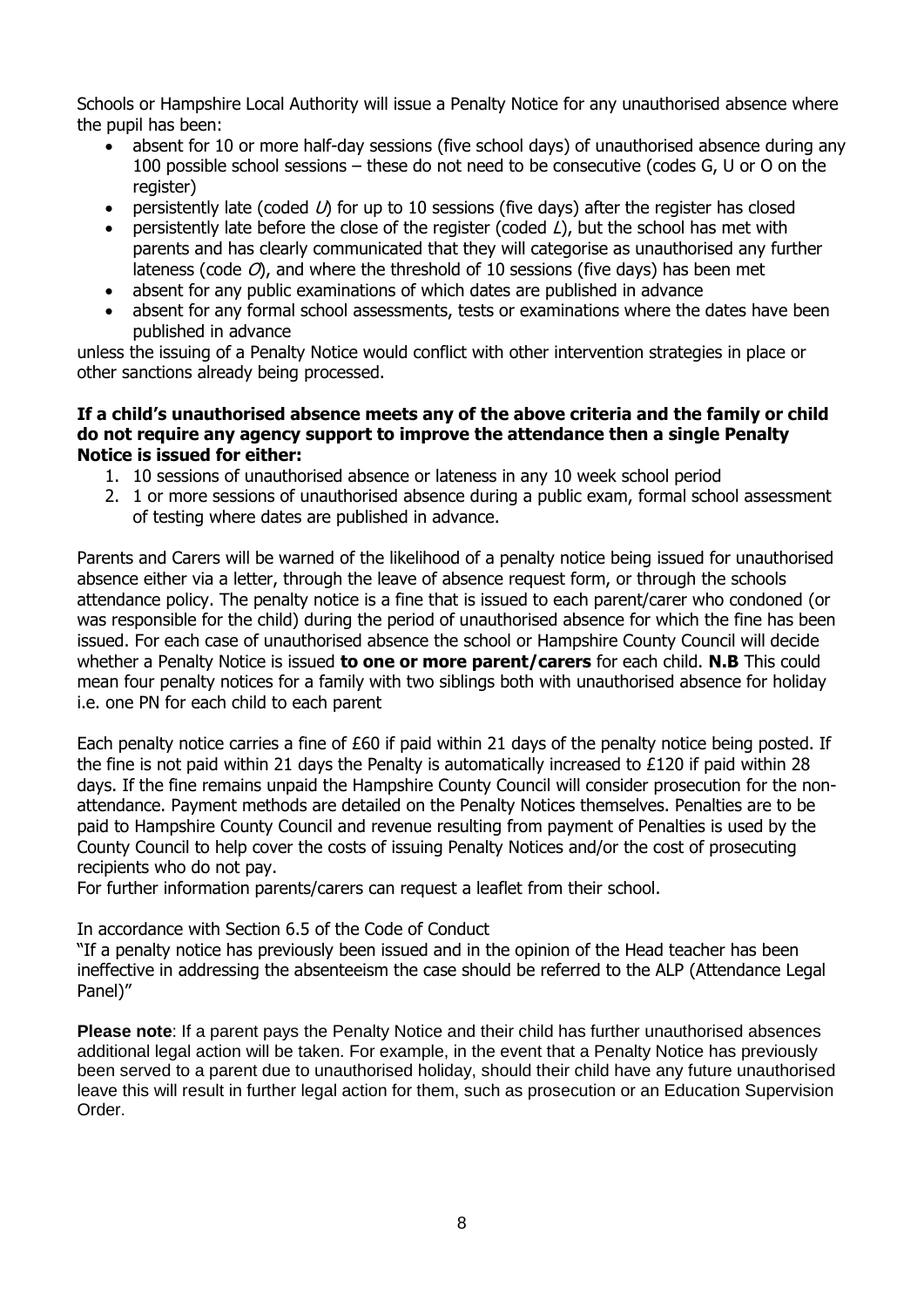Schools or Hampshire Local Authority will issue a Penalty Notice for any unauthorised absence where the pupil has been:

- absent for 10 or more half-day sessions (five school days) of unauthorised absence during any 100 possible school sessions – these do not need to be consecutive (codes G, U or O on the register)
- persistently late (coded *U*) for up to 10 sessions (five days) after the register has closed
- persistently late before the close of the register (coded *L*), but the school has met with parents and has clearly communicated that they will categorise as unauthorised any further lateness (code *O*), and where the threshold of 10 sessions (five days) has been met
- absent for any public examinations of which dates are published in advance
- absent for any formal school assessments, tests or examinations where the dates have been published in advance

unless the issuing of a Penalty Notice would conflict with other intervention strategies in place or other sanctions already being processed.

**If a child's unauthorised absence meets any of the above criteria and the family or child do not require any agency support to improve the attendance then a single Penalty Notice is issued for either:**

1. 10 sessions of unauthorised absence or lateness in any 10 week school period
2. 1 or more sessions of unauthorised absence during a public exam, formal school assessment of testing where dates are published in advance.

Parents and Carers will be warned of the likelihood of a penalty notice being issued for unauthorised absence either via a letter, through the leave of absence request form, or through the schools attendance policy. The penalty notice is a fine that is issued to each parent/carer who condoned (or was responsible for the child) during the period of unauthorised absence for which the fine has been issued. For each case of unauthorised absence the school or Hampshire County Council will decide whether a Penalty Notice is issued **to one or more parent/carers** for each child. **N.B** This could mean four penalty notices for a family with two siblings both with unauthorised absence for holiday i.e. one PN for each child to each parent

Each penalty notice carries a fine of £60 if paid within 21 days of the penalty notice being posted. If the fine is not paid within 21 days the Penalty is automatically increased to £120 if paid within 28 days. If the fine remains unpaid the Hampshire County Council will consider prosecution for the non-attendance. Payment methods are detailed on the Penalty Notices themselves. Penalties are to be paid to Hampshire County Council and revenue resulting from payment of Penalties is used by the County Council to help cover the costs of issuing Penalty Notices and/or the cost of prosecuting recipients who do not pay.
For further information parents/carers can request a leaflet from their school.

In accordance with Section 6.5 of the Code of Conduct
"If a penalty notice has previously been issued and in the opinion of the Head teacher has been ineffective in addressing the absenteeism the case should be referred to the ALP (Attendance Legal Panel)"

**Please note**: If a parent pays the Penalty Notice and their child has further unauthorised absences additional legal action will be taken. For example, in the event that a Penalty Notice has previously been served to a parent due to unauthorised holiday, should their child have any future unauthorised leave this will result in further legal action for them, such as prosecution or an Education Supervision Order.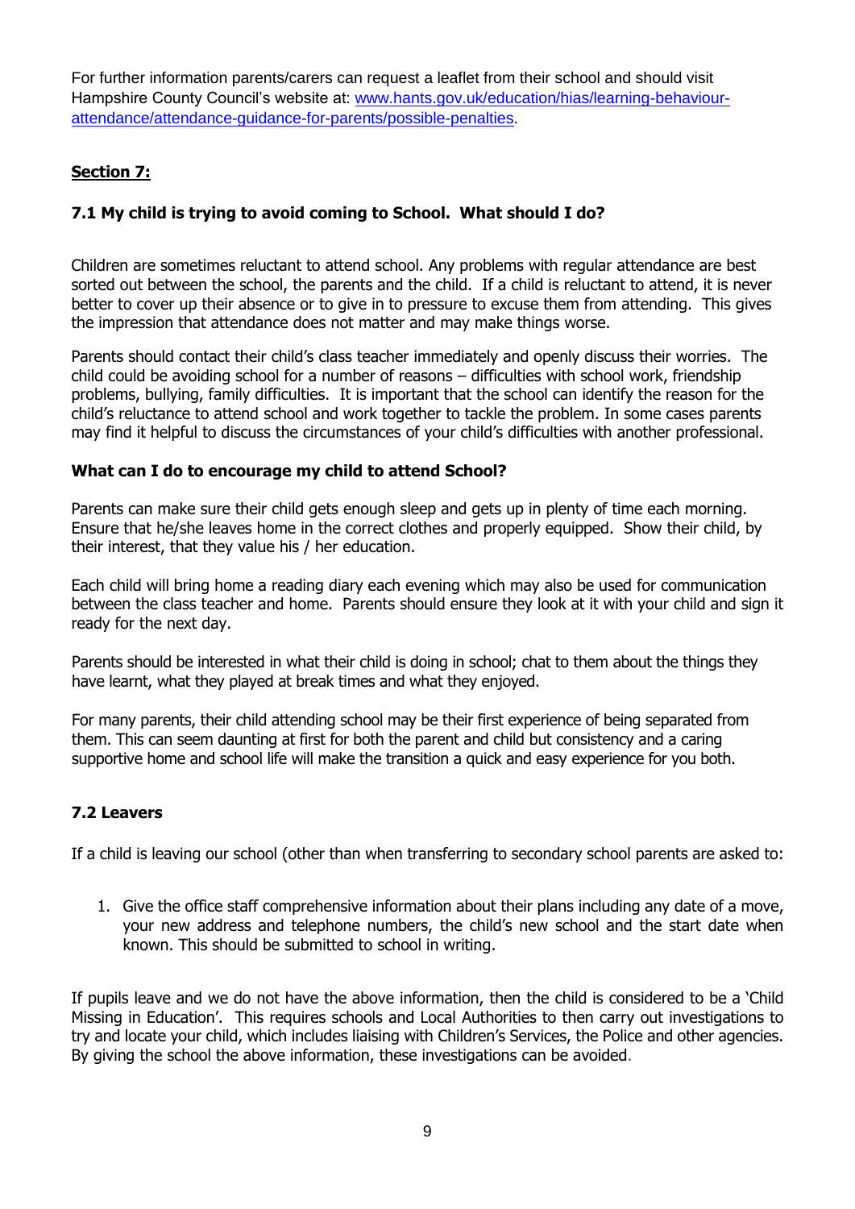For further information parents/carers can request a leaflet from their school and should visit Hampshire County Council's website at: [www.hants.gov.uk/education/hias/learning-behaviour-attendance/attendance-guidance-for-parents/possible-penalties](http://www.hants.gov.uk/education/hias/learning-behaviour-attendance/attendance-guidance-for-parents/possible-penalties).

## **Section 7:**

### 7.1 My child is trying to avoid coming to School. What should I do?

Children are sometimes reluctant to attend school. Any problems with regular attendance are best sorted out between the school, the parents and the child. If a child is reluctant to attend, it is never better to cover up their absence or to give in to pressure to excuse them from attending. This gives the impression that attendance does not matter and may make things worse.

Parents should contact their child's class teacher immediately and openly discuss their worries. The child could be avoiding school for a number of reasons – difficulties with school work, friendship problems, bullying, family difficulties. It is important that the school can identify the reason for the child's reluctance to attend school and work together to tackle the problem. In some cases parents may find it helpful to discuss the circumstances of your child's difficulties with another professional.

**What can I do to encourage my child to attend School?**

Parents can make sure their child gets enough sleep and gets up in plenty of time each morning. Ensure that he/she leaves home in the correct clothes and properly equipped. Show their child, by their interest, that they value his / her education.

Each child will bring home a reading diary each evening which may also be used for communication between the class teacher and home. Parents should ensure they look at it with your child and sign it ready for the next day.

Parents should be interested in what their child is doing in school; chat to them about the things they have learnt, what they played at break times and what they enjoyed.

For many parents, their child attending school may be their first experience of being separated from them. This can seem daunting at first for both the parent and child but consistency and a caring supportive home and school life will make the transition a quick and easy experience for you both.

### 7.2 Leavers

If a child is leaving our school (other than when transferring to secondary school parents are asked to:

1. Give the office staff comprehensive information about their plans including any date of a move, your new address and telephone numbers, the child's new school and the start date when known. This should be submitted to school in writing.

If pupils leave and we do not have the above information, then the child is considered to be a 'Child Missing in Education'. This requires schools and Local Authorities to then carry out investigations to try and locate your child, which includes liaising with Children's Services, the Police and other agencies. By giving the school the above information, these investigations can be avoided.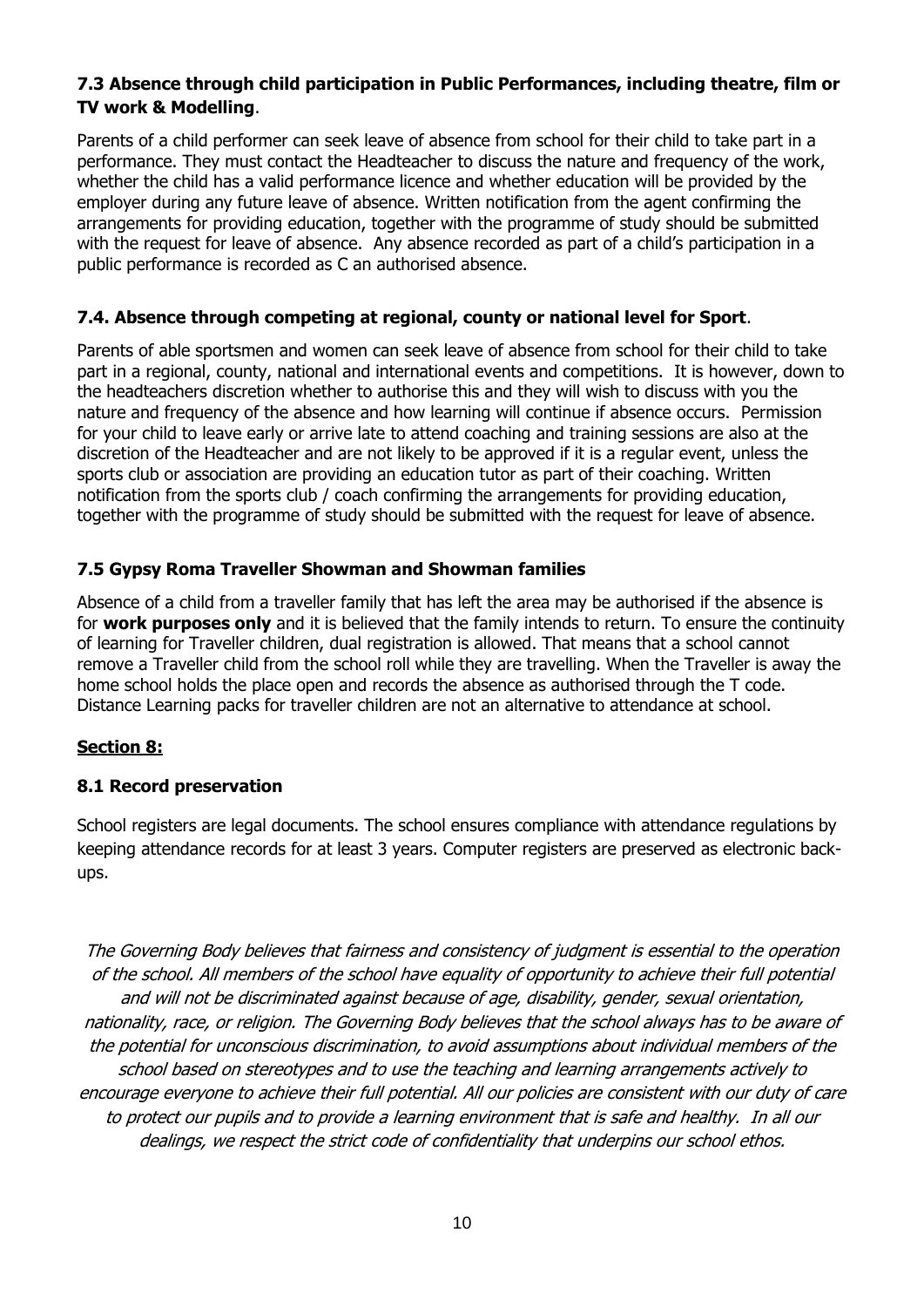### **7.3 Absence through child participation in Public Performances, including theatre, film or TV work & Modelling**.

Parents of a child performer can seek leave of absence from school for their child to take part in a performance. They must contact the Headteacher to discuss the nature and frequency of the work, whether the child has a valid performance licence and whether education will be provided by the employer during any future leave of absence. Written notification from the agent confirming the arrangements for providing education, together with the programme of study should be submitted with the request for leave of absence. Any absence recorded as part of a child's participation in a public performance is recorded as C an authorised absence.

### **7.4. Absence through competing at regional, county or national level for Sport**.

Parents of able sportsmen and women can seek leave of absence from school for their child to take part in a regional, county, national and international events and competitions. It is however, down to the headteachers discretion whether to authorise this and they will wish to discuss with you the nature and frequency of the absence and how learning will continue if absence occurs. Permission for your child to leave early or arrive late to attend coaching and training sessions are also at the discretion of the Headteacher and are not likely to be approved if it is a regular event, unless the sports club or association are providing an education tutor as part of their coaching. Written notification from the sports club / coach confirming the arrangements for providing education, together with the programme of study should be submitted with the request for leave of absence.

### **7.5 Gypsy Roma Traveller Showman and Showman families**

Absence of a child from a traveller family that has left the area may be authorised if the absence is for **work purposes only** and it is believed that the family intends to return. To ensure the continuity of learning for Traveller children, dual registration is allowed. That means that a school cannot remove a Traveller child from the school roll while they are travelling. When the Traveller is away the home school holds the place open and records the absence as authorised through the T code. Distance Learning packs for traveller children are not an alternative to attendance at school.

## **Section 8:**

### **8.1 Record preservation**

School registers are legal documents. The school ensures compliance with attendance regulations by keeping attendance records for at least 3 years. Computer registers are preserved as electronic back-ups.

*The Governing Body believes that fairness and consistency of judgment is essential to the operation of the school. All members of the school have equality of opportunity to achieve their full potential and will not be discriminated against because of age, disability, gender, sexual orientation, nationality, race, or religion. The Governing Body believes that the school always has to be aware of the potential for unconscious discrimination, to avoid assumptions about individual members of the school based on stereotypes and to use the teaching and learning arrangements actively to encourage everyone to achieve their full potential. All our policies are consistent with our duty of care to protect our pupils and to provide a learning environment that is safe and healthy. In all our dealings, we respect the strict code of confidentiality that underpins our school ethos.*